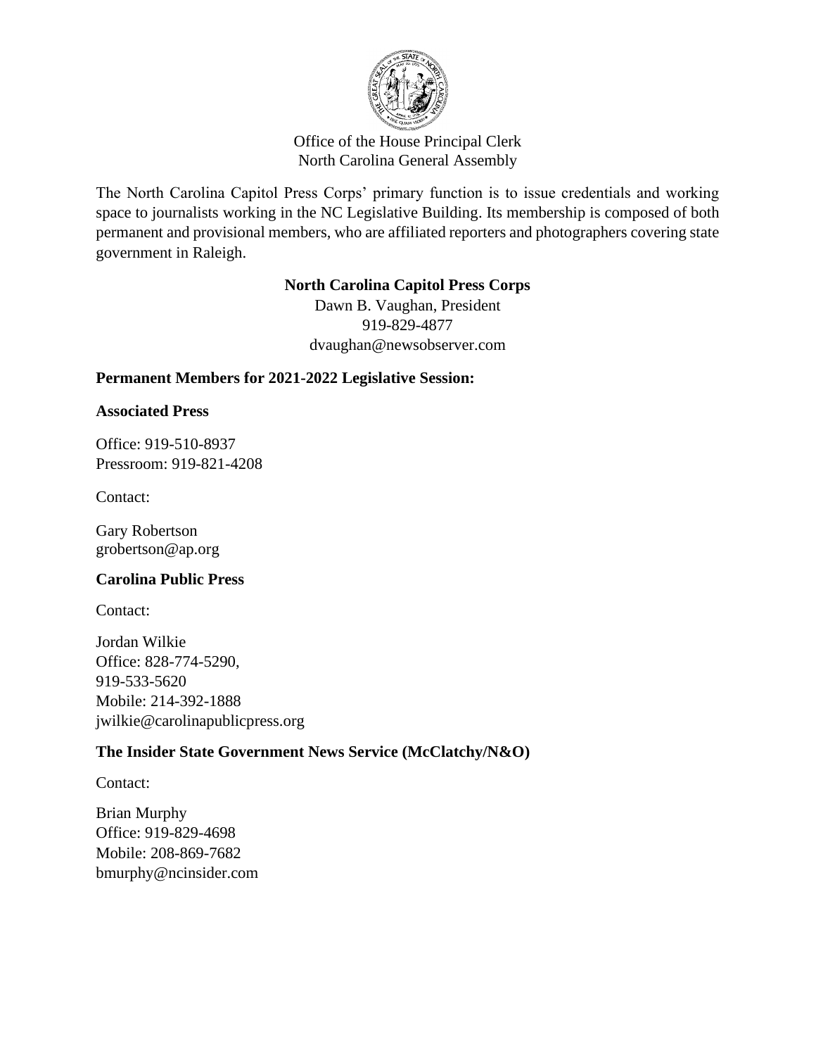Office of the House Principal Clerk
North Carolina General Assembly

The North Carolina Capitol Press Corps' primary function is to issue credentials and working space to journalists working in the NC Legislative Building. Its membership is composed of both permanent and provisional members, who are affiliated reporters and photographers covering state government in Raleigh.

**North Carolina Capitol Press Corps**
Dawn B. Vaughan, President
919-829-4877
dvaughan@newsobserver.com

**Permanent Members for 2021-2022 Legislative Session:**

**Associated Press**

Office: 919-510-8937
Pressroom: 919-821-4208

Contact:

Gary Robertson
grobertson@ap.org

**Carolina Public Press**

Contact:

Jordan Wilkie
Office: 828-774-5290,
919-533-5620
Mobile: 214-392-1888
jwilkie@carolinapublicpress.org

**The Insider State Government News Service (McClatchy/N&O)**

Contact:

Brian Murphy
Office: 919-829-4698
Mobile: 208-869-7682
bmurphy@ncinsider.com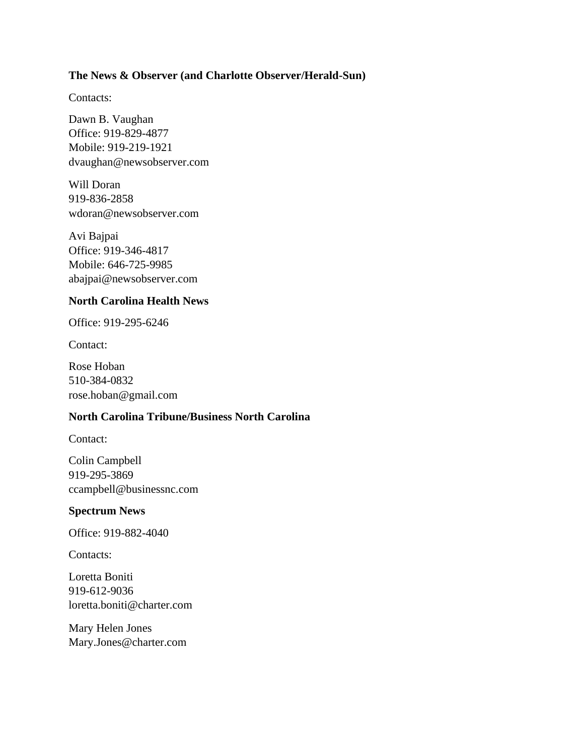**The News & Observer (and Charlotte Observer/Herald-Sun)**

Contacts:

Dawn B. Vaughan
Office: 919-829-4877
Mobile: 919-219-1921
dvaughan@newsobserver.com

Will Doran
919-836-2858
wdoran@newsobserver.com

Avi Bajpai
Office: 919-346-4817
Mobile: 646-725-9985
abajpai@newsobserver.com

**North Carolina Health News**

Office: 919-295-6246

Contact:

Rose Hoban
510-384-0832
rose.hoban@gmail.com

**North Carolina Tribune/Business North Carolina**

Contact:

Colin Campbell
919-295-3869
ccampbell@businessnc.com

**Spectrum News**

Office: 919-882-4040

Contacts:

Loretta Boniti
919-612-9036
loretta.boniti@charter.com

Mary Helen Jones
Mary.Jones@charter.com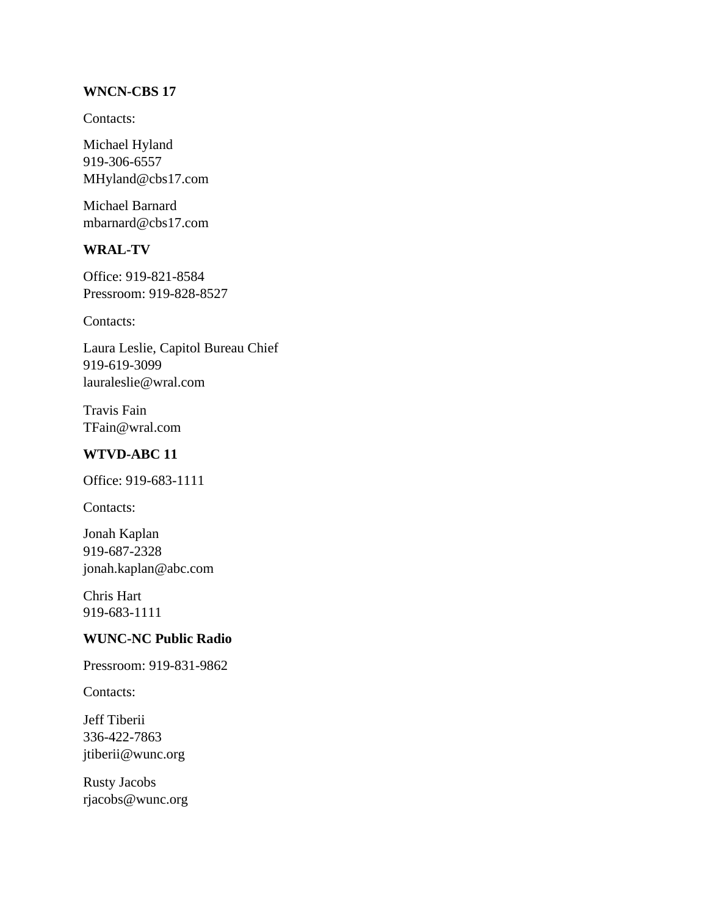**WNCN-CBS 17**

Contacts:

Michael Hyland
919-306-6557
MHyland@cbs17.com

Michael Barnard
mbarnard@cbs17.com

**WRAL-TV**

Office: 919-821-8584
Pressroom: 919-828-8527

Contacts:

Laura Leslie, Capitol Bureau Chief
919-619-3099
lauraleslie@wral.com

Travis Fain
TFain@wral.com

**WTVD-ABC 11**

Office: 919-683-1111

Contacts:

Jonah Kaplan
919-687-2328
jonah.kaplan@abc.com

Chris Hart
919-683-1111

**WUNC-NC Public Radio**

Pressroom: 919-831-9862

Contacts:

Jeff Tiberii
336-422-7863
jtiberii@wunc.org

Rusty Jacobs
rjacobs@wunc.org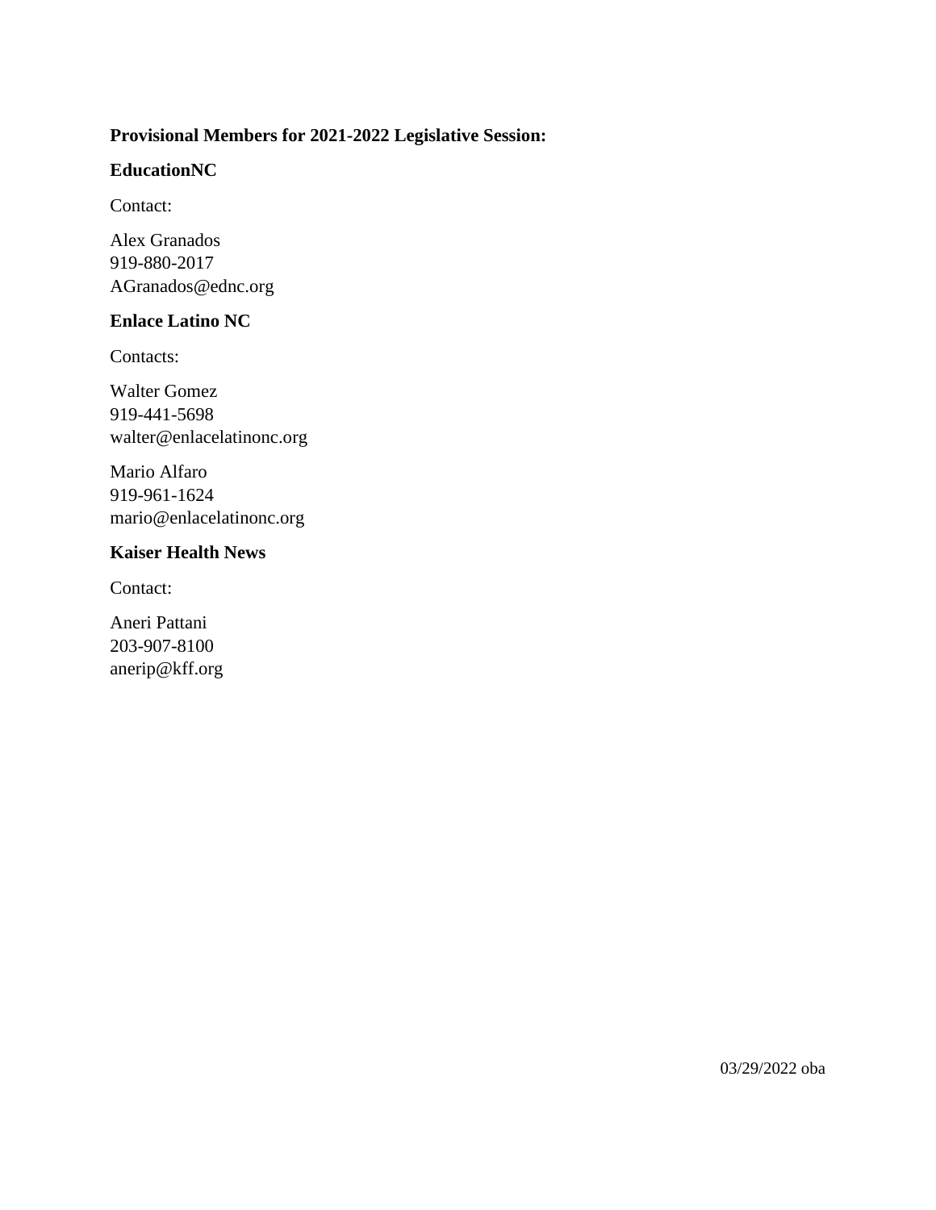**Provisional Members for 2021-2022 Legislative Session:**

**EducationNC**

Contact:

Alex Granados
919-880-2017
AGranados@ednc.org

**Enlace Latino NC**

Contacts:

Walter Gomez
919-441-5698
walter@enlacelatinonc.org

Mario Alfaro
919-961-1624
mario@enlacelatinonc.org

**Kaiser Health News**

Contact:

Aneri Pattani
203-907-8100
anerip@kff.org

03/29/2022 oba